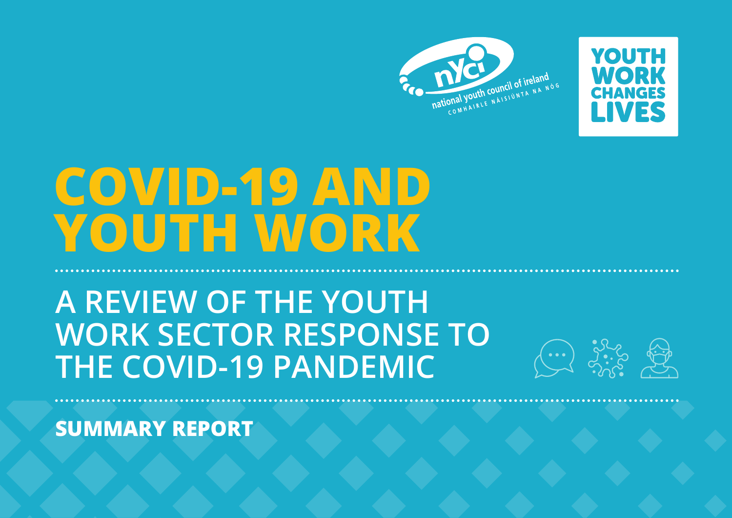national youth council of ireland
COMHAIRLE NÁISIÚNTA NA NÓG

YOUTH WORK CHANGES LIVES

# COVID-19 AND YOUTH WORK

## A REVIEW OF THE YOUTH WORK SECTOR RESPONSE TO THE COVID-19 PANDEMIC

**SUMMARY REPORT**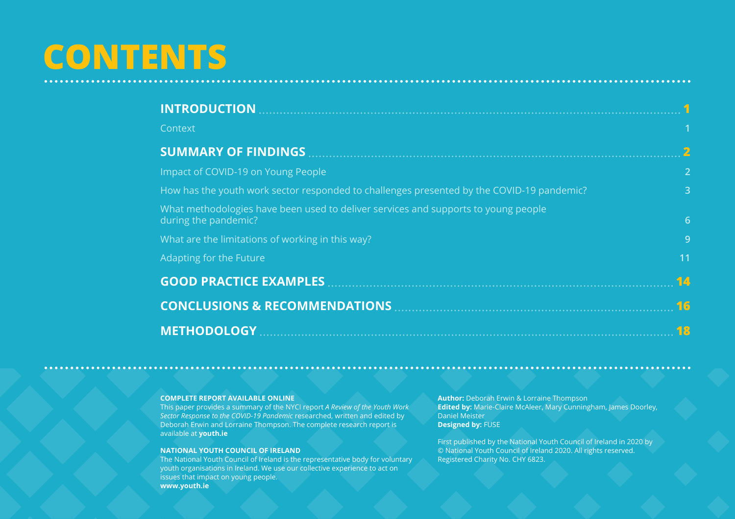# CONTENTS

| | |
|---|---|
| **INTRODUCTION** | **1** |
| Context | 1 |
| **SUMMARY OF FINDINGS** | **2** |
| Impact of COVID-19 on Young People | 2 |
| How has the youth work sector responded to challenges presented by the COVID-19 pandemic? | 3 |
| What methodologies have been used to deliver services and supports to young people during the pandemic? | 6 |
| What are the limitations of working in this way? | 9 |
| Adapting for the Future | 11 |
| **GOOD PRACTICE EXAMPLES** | **14** |
| **CONCLUSIONS & RECOMMENDATIONS** | **16** |
| **METHODOLOGY** | **18** |

**COMPLETE REPORT AVAILABLE ONLINE**
This paper provides a summary of the NYCI report *A Review of the Youth Work Sector Response to the COVID-19 Pandemic* researched, written and edited by Deborah Erwin and Lorraine Thompson. The complete research report is available at **youth.ie**

**NATIONAL YOUTH COUNCIL OF IRELAND**
The National Youth Council of Ireland is the representative body for voluntary youth organisations in Ireland. We use our collective experience to act on issues that impact on young people.
**www.youth.ie**

**Author:** Deborah Erwin & Lorraine Thompson
**Edited by:** Marie-Claire McAleer, Mary Cunningham, James Doorley, Daniel Meister
**Designed by:** FUSE

First published by the National Youth Council of Ireland in 2020 by
© National Youth Council of Ireland 2020. All rights reserved.
Registered Charity No. CHY 6823.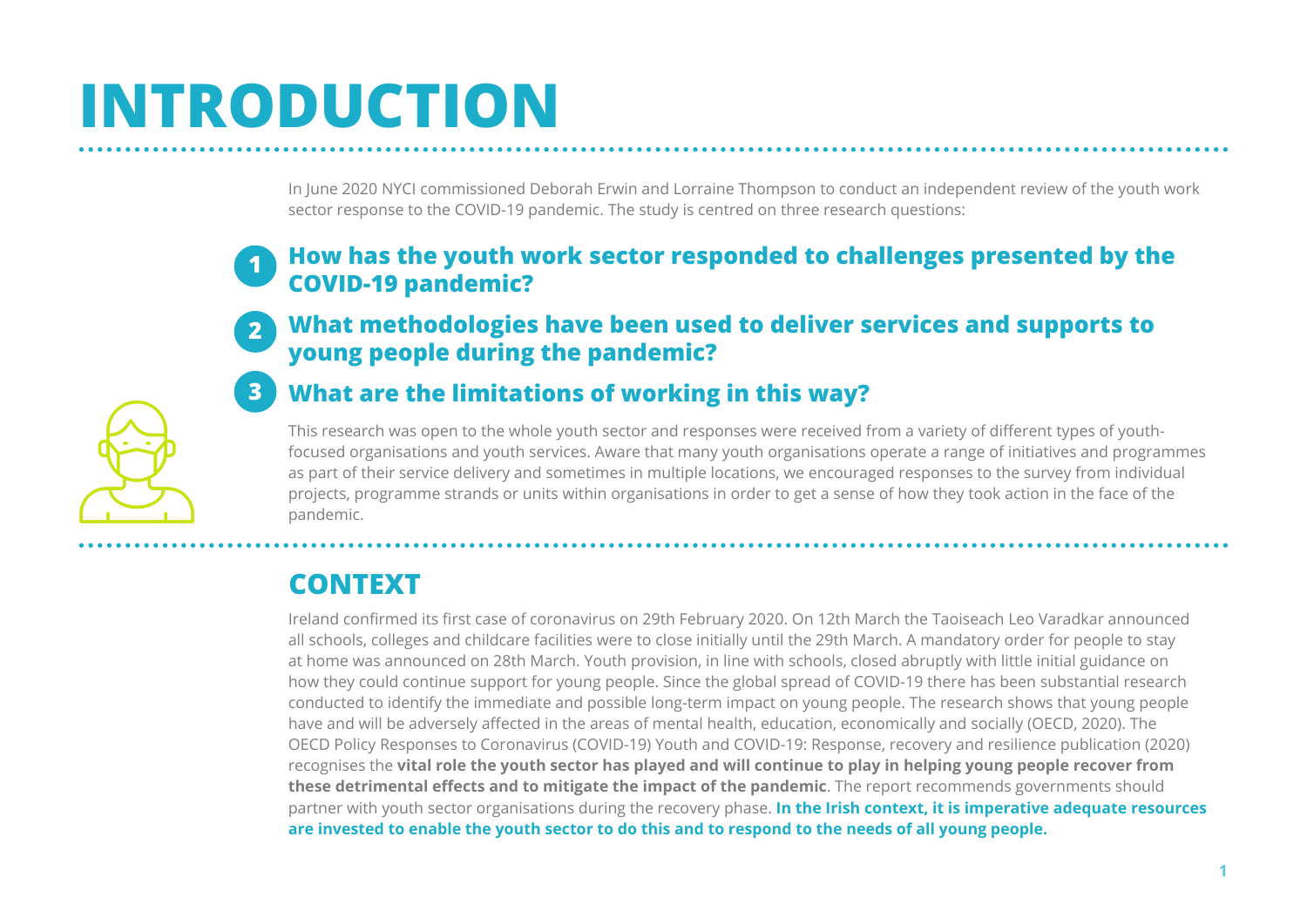# INTRODUCTION

In June 2020 NYCI commissioned Deborah Erwin and Lorraine Thompson to conduct an independent review of the youth work sector response to the COVID-19 pandemic. The study is centred on three research questions:

1. **How has the youth work sector responded to challenges presented by the COVID-19 pandemic?**
2. **What methodologies have been used to deliver services and supports to young people during the pandemic?**
3. **What are the limitations of working in this way?**

This research was open to the whole youth sector and responses were received from a variety of different types of youth-focused organisations and youth services. Aware that many youth organisations operate a range of initiatives and programmes as part of their service delivery and sometimes in multiple locations, we encouraged responses to the survey from individual projects, programme strands or units within organisations in order to get a sense of how they took action in the face of the pandemic.

## CONTEXT

Ireland confirmed its first case of coronavirus on 29th February 2020. On 12th March the Taoiseach Leo Varadkar announced all schools, colleges and childcare facilities were to close initially until the 29th March. A mandatory order for people to stay at home was announced on 28th March. Youth provision, in line with schools, closed abruptly with little initial guidance on how they could continue support for young people. Since the global spread of COVID-19 there has been substantial research conducted to identify the immediate and possible long-term impact on young people. The research shows that young people have and will be adversely affected in the areas of mental health, education, economically and socially (OECD, 2020). The OECD Policy Responses to Coronavirus (COVID-19) Youth and COVID-19: Response, recovery and resilience publication (2020) recognises the **vital role the youth sector has played and will continue to play in helping young people recover from these detrimental effects and to mitigate the impact of the pandemic**. The report recommends governments should partner with youth sector organisations during the recovery phase. **In the Irish context, it is imperative adequate resources are invested to enable the youth sector to do this and to respond to the needs of all young people.**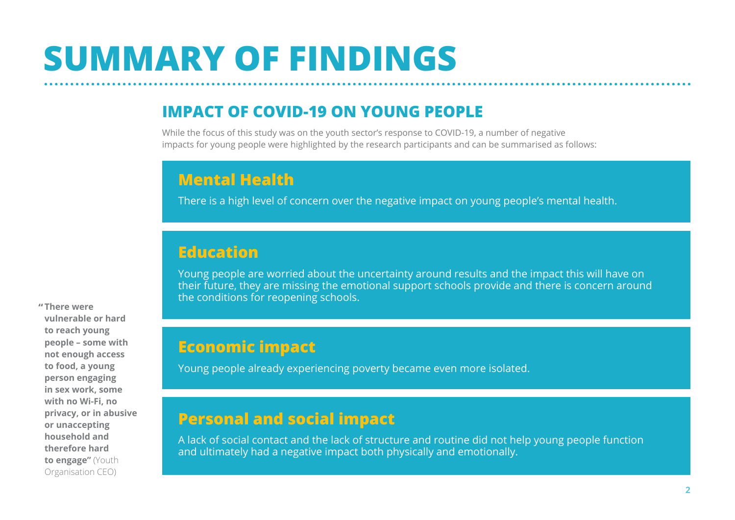# SUMMARY OF FINDINGS

## IMPACT OF COVID-19 ON YOUNG PEOPLE

While the focus of this study was on the youth sector's response to COVID-19, a number of negative impacts for young people were highlighted by the research participants and can be summarised as follows:

### Mental Health

There is a high level of concern over the negative impact on young people's mental health.

### Education

Young people are worried about the uncertainty around results and the impact this will have on their future, they are missing the emotional support schools provide and there is concern around the conditions for reopening schools.

### Economic impact

Young people already experiencing poverty became even more isolated.

### Personal and social impact

A lack of social contact and the lack of structure and routine did not help young people function and ultimately had a negative impact both physically and emotionally.

**"There were vulnerable or hard to reach young people – some with not enough access to food, a young person engaging in sex work, some with no Wi-Fi, no privacy, or in abusive or unaccepting household and therefore hard to engage"** (Youth Organisation CEO)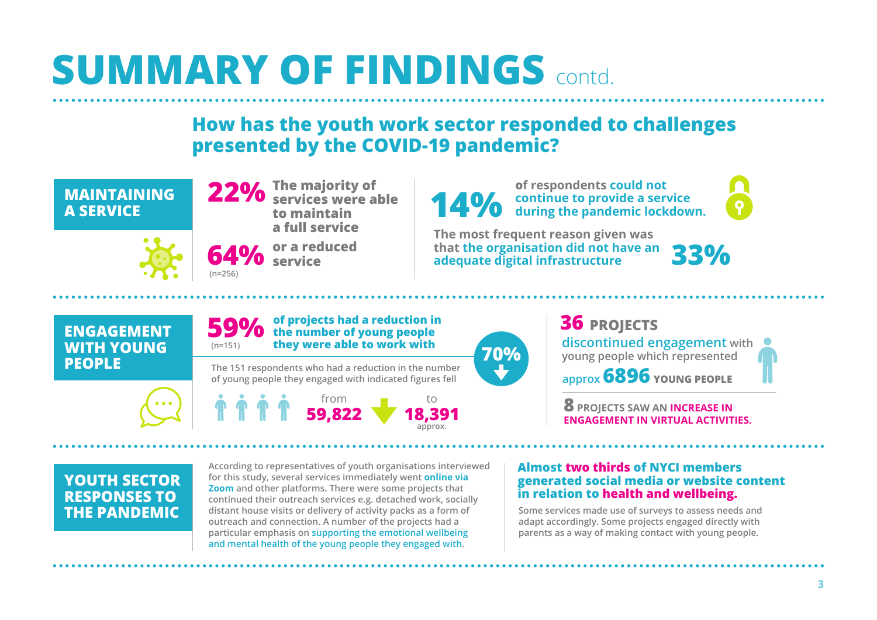# SUMMARY OF FINDINGS contd.

## How has the youth work sector responded to challenges presented by the COVID-19 pandemic?

### MAINTAINING A SERVICE

**22%** **The majority of services were able to maintain a full service**

**64%** **or a reduced service**

(n=256)

**14%** of respondents could not continue to provide a service during the pandemic lockdown.

The most frequent reason given was that the organisation did not have an adequate digital infrastructure **33%**

### ENGAGEMENT WITH YOUNG PEOPLE

**59%** **of projects had a reduction in the number of young people they were able to work with**

(n=151)

The 151 respondents who had a reduction in the number of young people they engaged with indicated figures fell

from **59,822** to **18,391** approx.

**70%**

**36 PROJECTS** discontinued engagement with young people which represented approx **6896 YOUNG PEOPLE**

**8 PROJECTS SAW AN INCREASE IN ENGAGEMENT IN VIRTUAL ACTIVITIES.**

### YOUTH SECTOR RESPONSES TO THE PANDEMIC

According to representatives of youth organisations interviewed for this study, several services immediately went **online via Zoom** and other platforms. There were some projects that continued their outreach services e.g. detached work, socially distant house visits or delivery of activity packs as a form of outreach and connection. A number of the projects had a particular emphasis on supporting the emotional wellbeing and mental health of the young people they engaged with.

**Almost two thirds of NYCI members generated social media or website content in relation to health and wellbeing.**

Some services made use of surveys to assess needs and adapt accordingly. Some projects engaged directly with parents as a way of making contact with young people.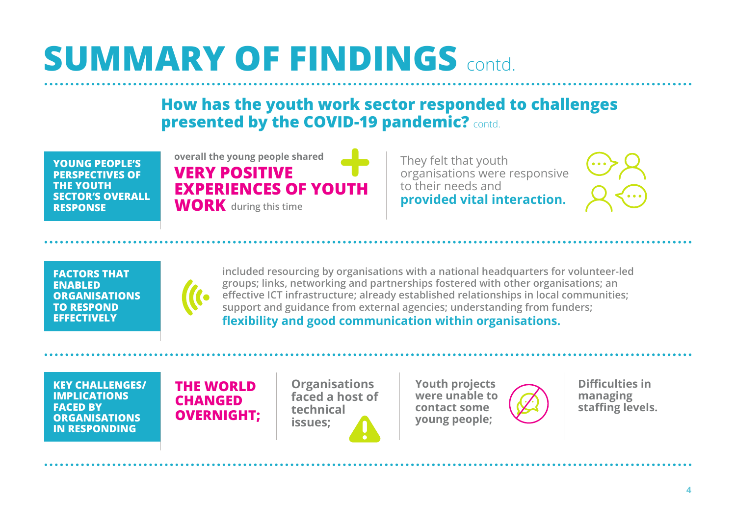# SUMMARY OF FINDINGS contd.

## How has the youth work sector responded to challenges presented by the COVID-19 pandemic? contd.

**YOUNG PEOPLE'S PERSPECTIVES OF THE YOUTH SECTOR'S OVERALL RESPONSE**

overall the young people shared **VERY POSITIVE EXPERIENCES OF YOUTH WORK** during this time

They felt that youth organisations were responsive to their needs and **provided vital interaction.**

**FACTORS THAT ENABLED ORGANISATIONS TO RESPOND EFFECTIVELY**

included resourcing by organisations with a national headquarters for volunteer-led groups; links, networking and partnerships fostered with other organisations; an effective ICT infrastructure; already established relationships in local communities; support and guidance from external agencies; understanding from funders; **flexibility and good communication within organisations.**

**KEY CHALLENGES/ IMPLICATIONS FACED BY ORGANISATIONS IN RESPONDING**

**THE WORLD CHANGED OVERNIGHT;**

**Organisations faced a host of technical issues;**

**Youth projects were unable to contact some young people;**

**Difficulties in managing staffing levels.**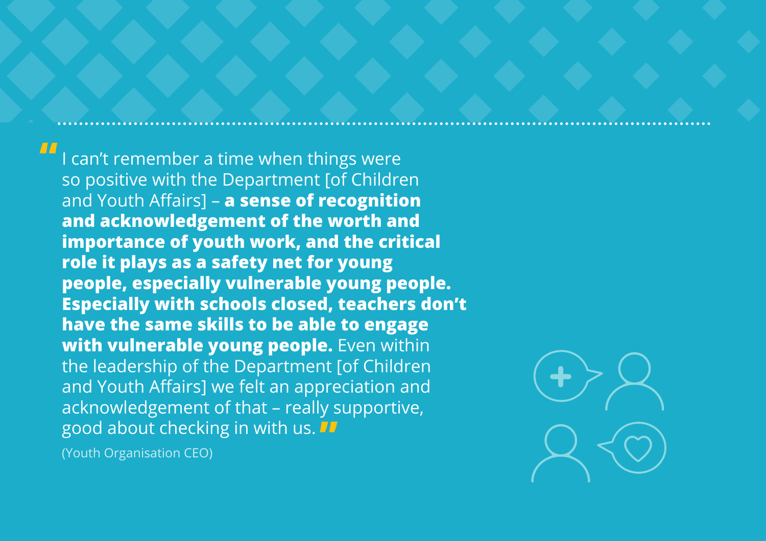"I can't remember a time when things were so positive with the Department [of Children and Youth Affairs] – **a sense of recognition and acknowledgement of the worth and importance of youth work, and the critical role it plays as a safety net for young people, especially vulnerable young people. Especially with schools closed, teachers don't have the same skills to be able to engage with vulnerable young people.** Even within the leadership of the Department [of Children and Youth Affairs] we felt an appreciation and acknowledgement of that – really supportive, good about checking in with us."

(Youth Organisation CEO)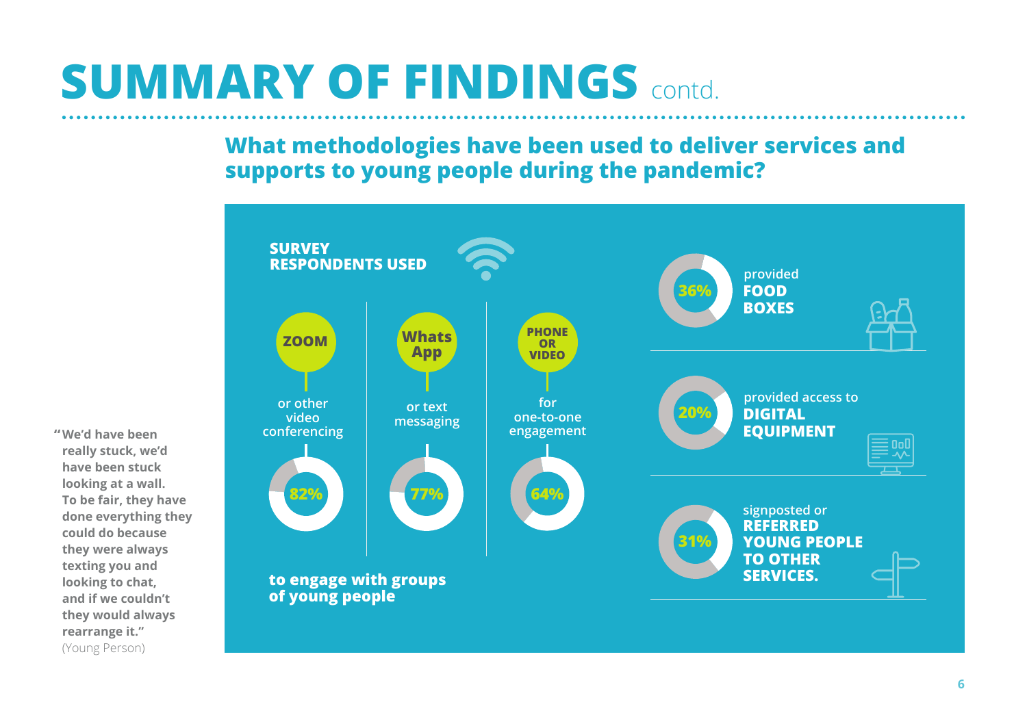# SUMMARY OF FINDINGS contd.

## What methodologies have been used to deliver services and supports to young people during the pandemic?

**SURVEY RESPONDENTS USED**

- **ZOOM** or other video conferencing — 82%
- **WhatsApp** or text messaging — 77%
- **PHONE OR VIDEO** for one-to-one engagement — 64%

**to engage with groups of young people**

- 36% provided **FOOD BOXES**
- 20% provided access to **DIGITAL EQUIPMENT**
- 31% signposted or **REFERRED YOUNG PEOPLE TO OTHER SERVICES.**

**"We'd have been really stuck, we'd have been stuck looking at a wall. To be fair, they have done everything they could do because they were always texting you and looking to chat, and if we couldn't they would always rearrange it."** (Young Person)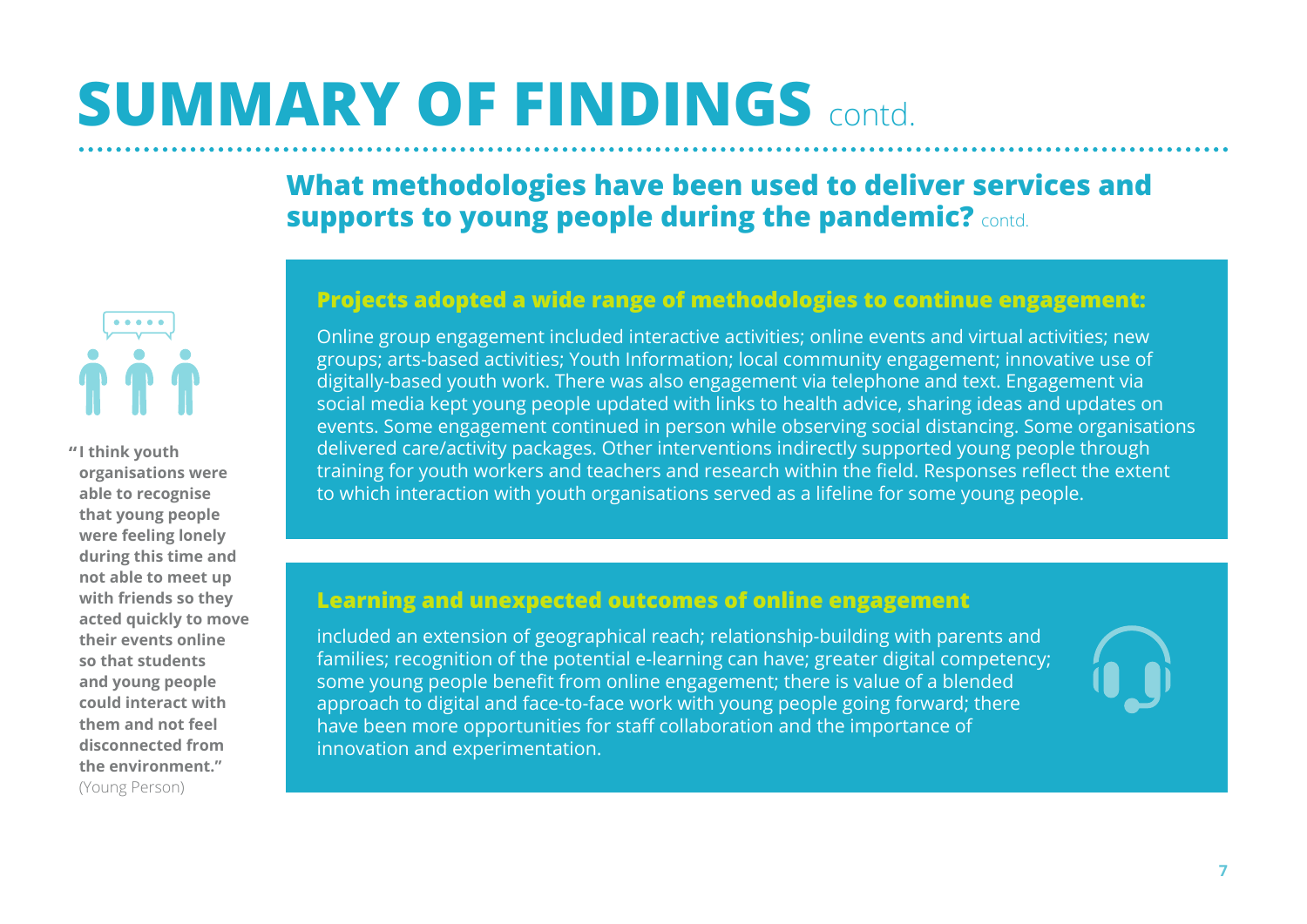# SUMMARY OF FINDINGS contd.

## What methodologies have been used to deliver services and supports to young people during the pandemic? contd.

**"I think youth organisations were able to recognise that young people were feeling lonely during this time and not able to meet up with friends so they acted quickly to move their events online so that students and young people could interact with them and not feel disconnected from the environment."** (Young Person)

### Projects adopted a wide range of methodologies to continue engagement:

Online group engagement included interactive activities; online events and virtual activities; new groups; arts-based activities; Youth Information; local community engagement; innovative use of digitally-based youth work. There was also engagement via telephone and text. Engagement via social media kept young people updated with links to health advice, sharing ideas and updates on events. Some engagement continued in person while observing social distancing. Some organisations delivered care/activity packages. Other interventions indirectly supported young people through training for youth workers and teachers and research within the field. Responses reflect the extent to which interaction with youth organisations served as a lifeline for some young people.

### Learning and unexpected outcomes of online engagement

included an extension of geographical reach; relationship-building with parents and families; recognition of the potential e-learning can have; greater digital competency; some young people benefit from online engagement; there is value of a blended approach to digital and face-to-face work with young people going forward; there have been more opportunities for staff collaboration and the importance of innovation and experimentation.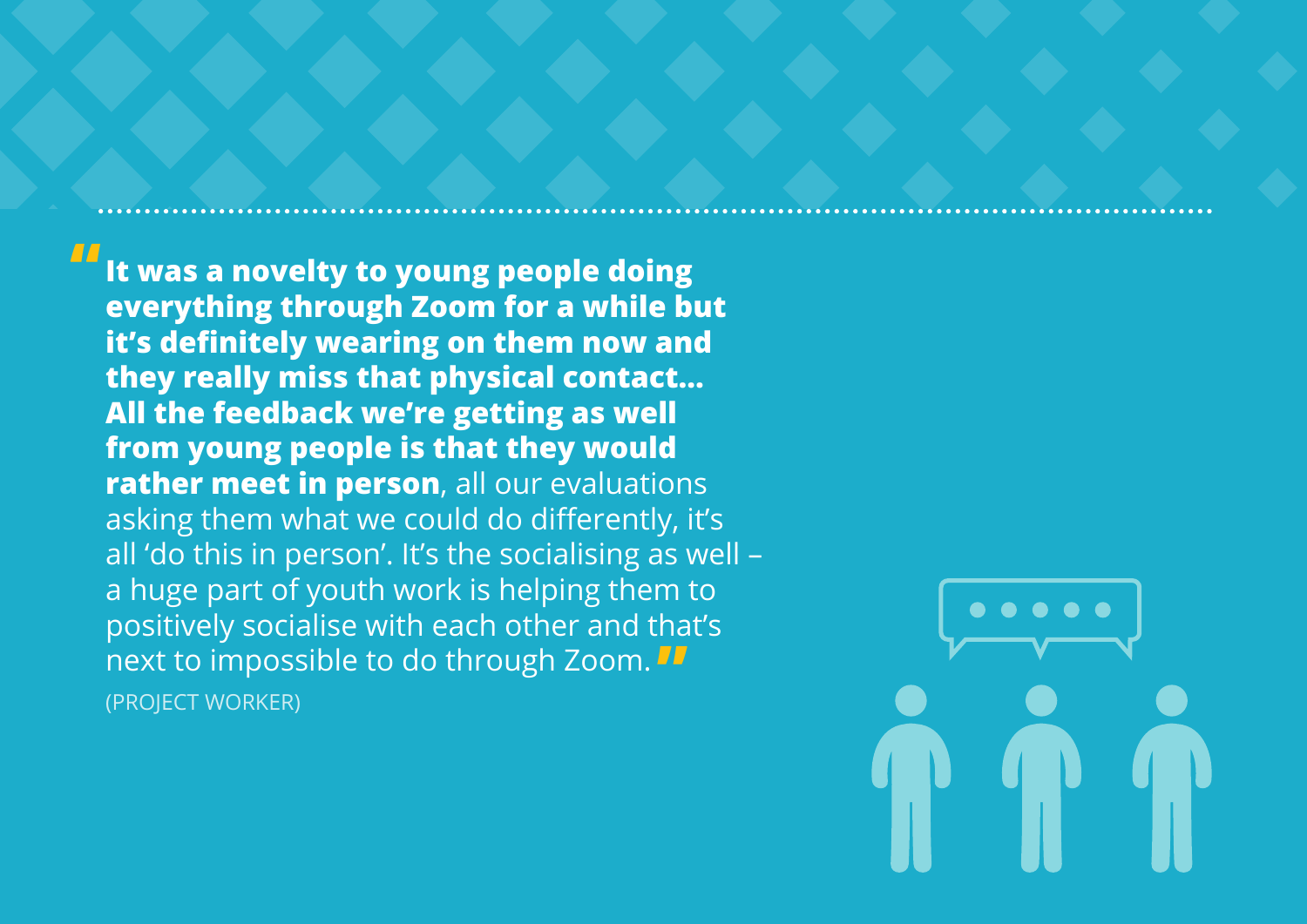"**It was a novelty to young people doing everything through Zoom for a while but it's definitely wearing on them now and they really miss that physical contact… All the feedback we're getting as well from young people is that they would rather meet in person**, all our evaluations asking them what we could do differently, it's all 'do this in person'. It's the socialising as well – a huge part of youth work is helping them to positively socialise with each other and that's next to impossible to do through Zoom."

(PROJECT WORKER)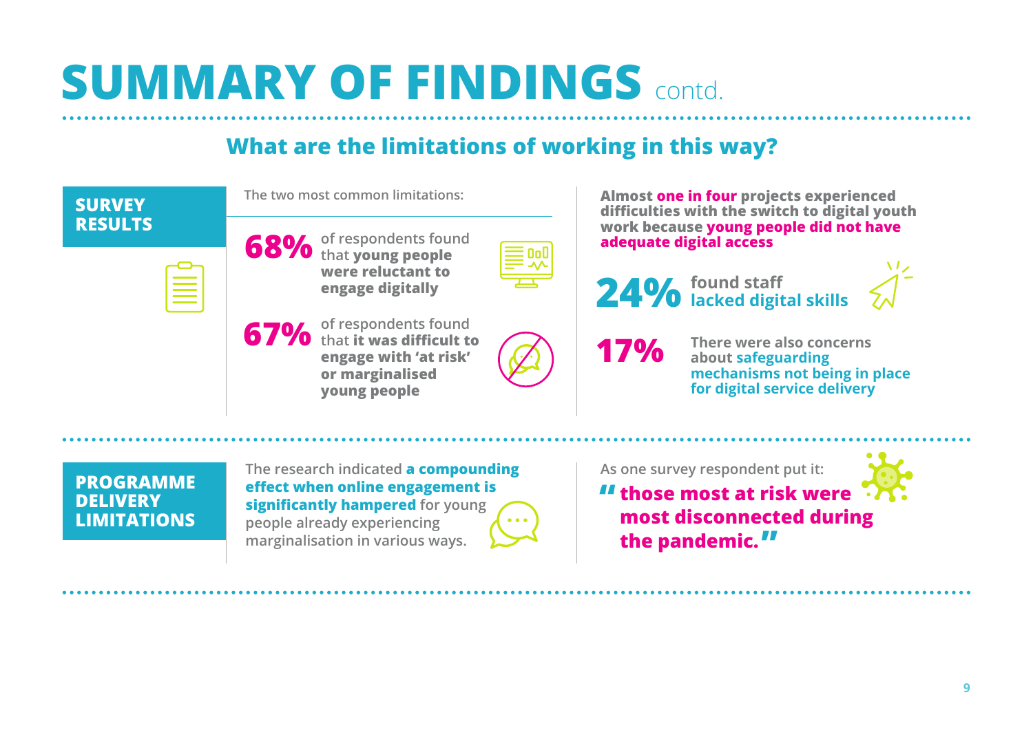# SUMMARY OF FINDINGS contd.

## What are the limitations of working in this way?

### SURVEY RESULTS

The two most common limitations:

**68%** of respondents found that **young people were reluctant to engage digitally**

**67%** of respondents found that **it was difficult to engage with 'at risk' or marginalised young people**

**Almost one in four projects experienced difficulties with the switch to digital youth work because young people did not have adequate digital access**

**24%** found staff **lacked digital skills**

**17%** **There were also concerns about safeguarding mechanisms not being in place for digital service delivery**

### PROGRAMME DELIVERY LIMITATIONS

The research indicated **a compounding effect when online engagement is significantly hampered** for young people already experiencing marginalisation in various ways.

As one survey respondent put it:

> **"those most at risk were most disconnected during the pandemic."**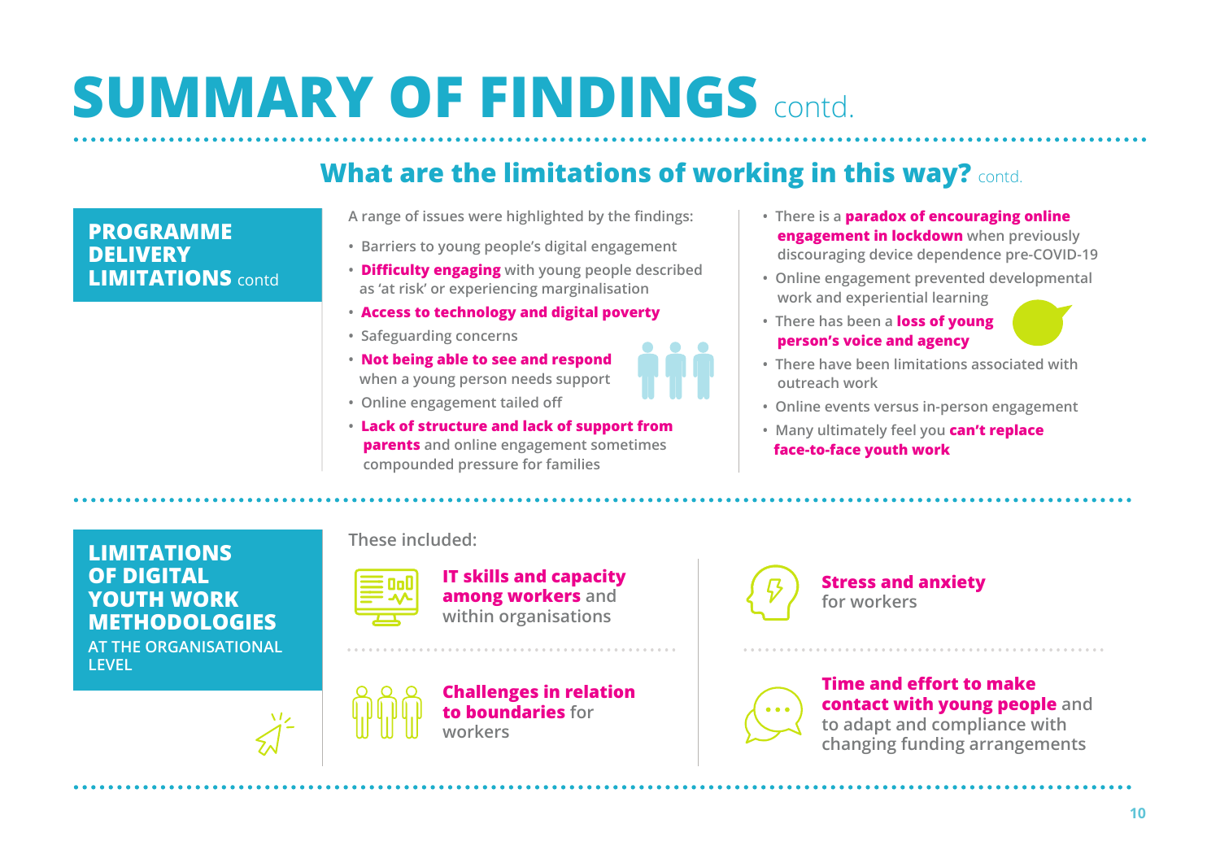# SUMMARY OF FINDINGS contd.

## What are the limitations of working in this way? contd.

### PROGRAMME DELIVERY LIMITATIONS contd

A range of issues were highlighted by the findings:

- Barriers to young people's digital engagement
- **Difficulty engaging** with young people described as 'at risk' or experiencing marginalisation
- **Access to technology and digital poverty**
- Safeguarding concerns
- **Not being able to see and respond** when a young person needs support
- Online engagement tailed off
- **Lack of structure and lack of support from parents** and online engagement sometimes compounded pressure for families
- There is a **paradox of encouraging online engagement in lockdown** when previously discouraging device dependence pre-COVID-19
- Online engagement prevented developmental work and experiential learning
- There has been a **loss of young person's voice and agency**
- There have been limitations associated with outreach work
- Online events versus in-person engagement
- Many ultimately feel you **can't replace face-to-face youth work**

### LIMITATIONS OF DIGITAL YOUTH WORK METHODOLOGIES AT THE ORGANISATIONAL LEVEL

These included:

- **IT skills and capacity among workers** and within organisations
- **Stress and anxiety** for workers
- **Challenges in relation to boundaries** for workers
- **Time and effort to make contact with young people** and to adapt and compliance with changing funding arrangements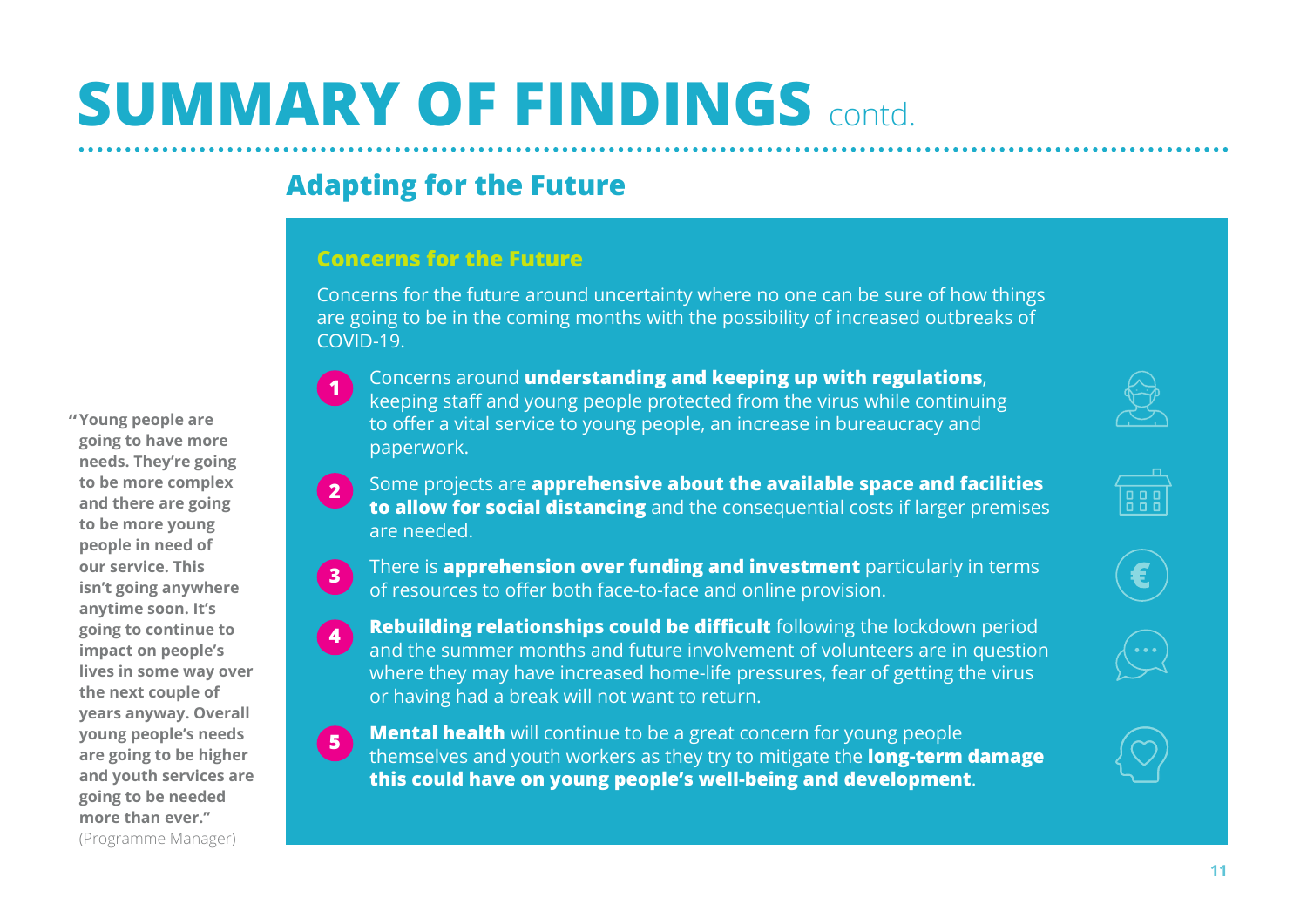# SUMMARY OF FINDINGS contd.

## Adapting for the Future

> **"Young people are going to have more needs. They're going to be more complex and there are going to be more young people in need of our service. This isn't going anywhere anytime soon. It's going to continue to impact on people's lives in some way over the next couple of years anyway. Overall young people's needs are going to be higher and youth services are going to be needed more than ever."** (Programme Manager)

### Concerns for the Future

Concerns for the future around uncertainty where no one can be sure of how things are going to be in the coming months with the possibility of increased outbreaks of COVID-19.

1. Concerns around **understanding and keeping up with regulations**, keeping staff and young people protected from the virus while continuing to offer a vital service to young people, an increase in bureaucracy and paperwork.
2. Some projects are **apprehensive about the available space and facilities to allow for social distancing** and the consequential costs if larger premises are needed.
3. There is **apprehension over funding and investment** particularly in terms of resources to offer both face-to-face and online provision.
4. **Rebuilding relationships could be difficult** following the lockdown period and the summer months and future involvement of volunteers are in question where they may have increased home-life pressures, fear of getting the virus or having had a break will not want to return.
5. **Mental health** will continue to be a great concern for young people themselves and youth workers as they try to mitigate the **long-term damage this could have on young people's well-being and development**.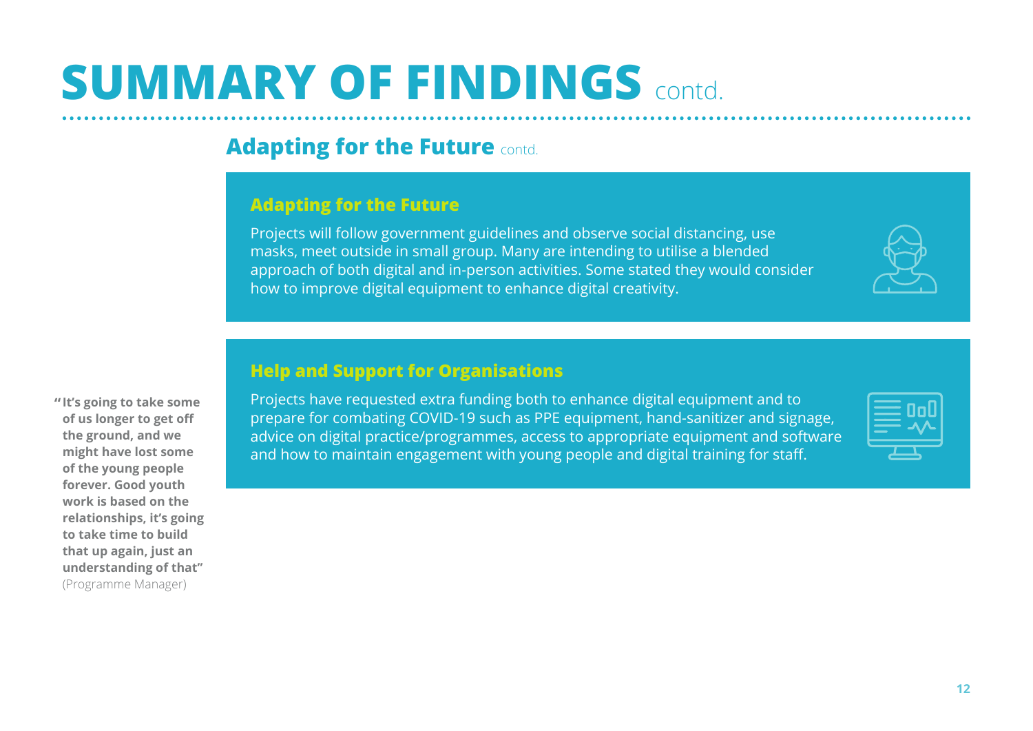# SUMMARY OF FINDINGS contd.

## Adapting for the Future contd.

### Adapting for the Future

Projects will follow government guidelines and observe social distancing, use masks, meet outside in small group. Many are intending to utilise a blended approach of both digital and in-person activities. Some stated they would consider how to improve digital equipment to enhance digital creativity.

### Help and Support for Organisations

Projects have requested extra funding both to enhance digital equipment and to prepare for combating COVID-19 such as PPE equipment, hand-sanitizer and signage, advice on digital practice/programmes, access to appropriate equipment and software and how to maintain engagement with young people and digital training for staff.

**"It's going to take some of us longer to get off the ground, and we might have lost some of the young people forever. Good youth work is based on the relationships, it's going to take time to build that up again, just an understanding of that"** (Programme Manager)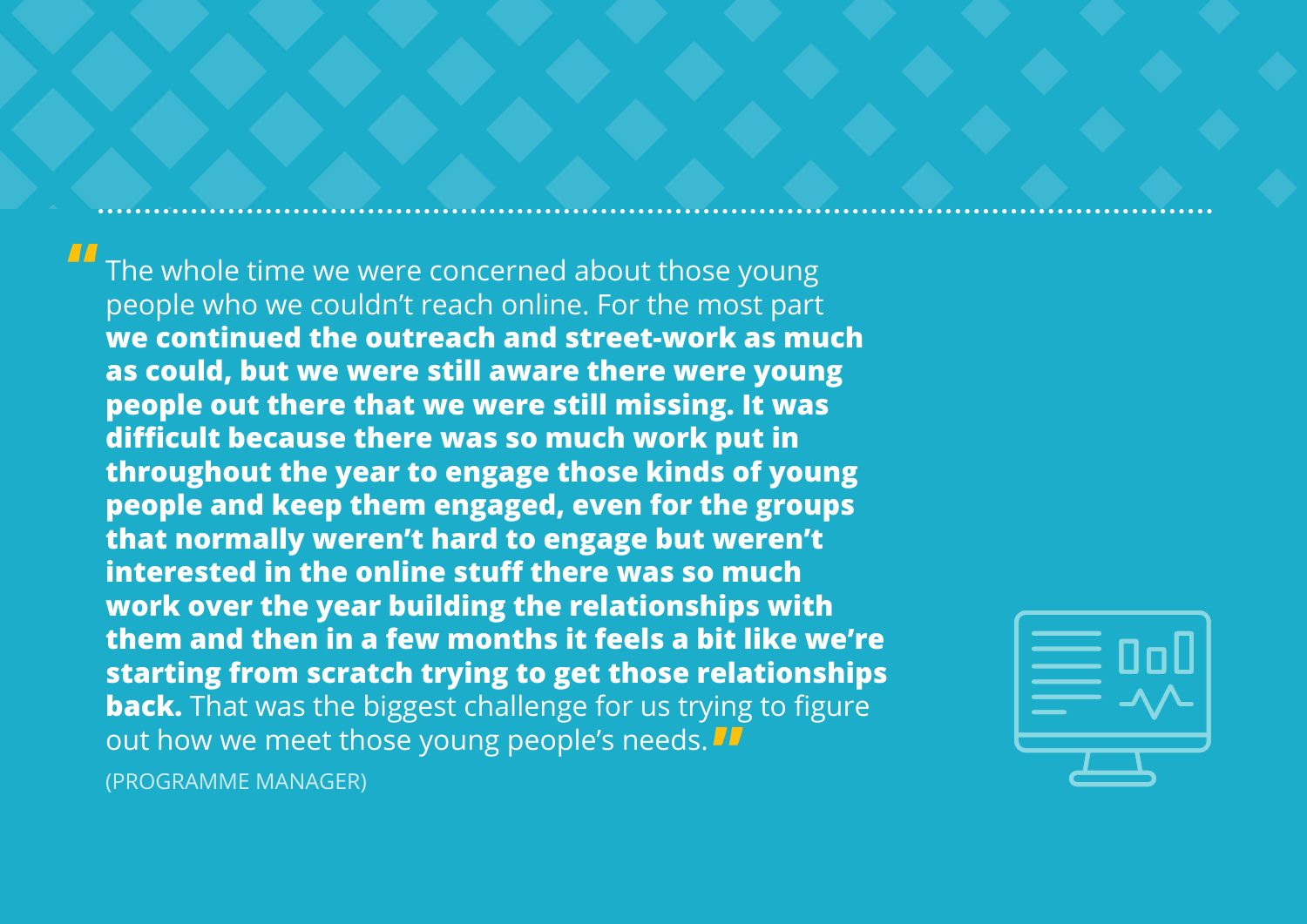"The whole time we were concerned about those young people who we couldn't reach online. For the most part **we continued the outreach and street-work as much as could, but we were still aware there were young people out there that we were still missing. It was difficult because there was so much work put in throughout the year to engage those kinds of young people and keep them engaged, even for the groups that normally weren't hard to engage but weren't interested in the online stuff there was so much work over the year building the relationships with them and then in a few months it feels a bit like we're starting from scratch trying to get those relationships back.** That was the biggest challenge for us trying to figure out how we meet those young people's needs."

(PROGRAMME MANAGER)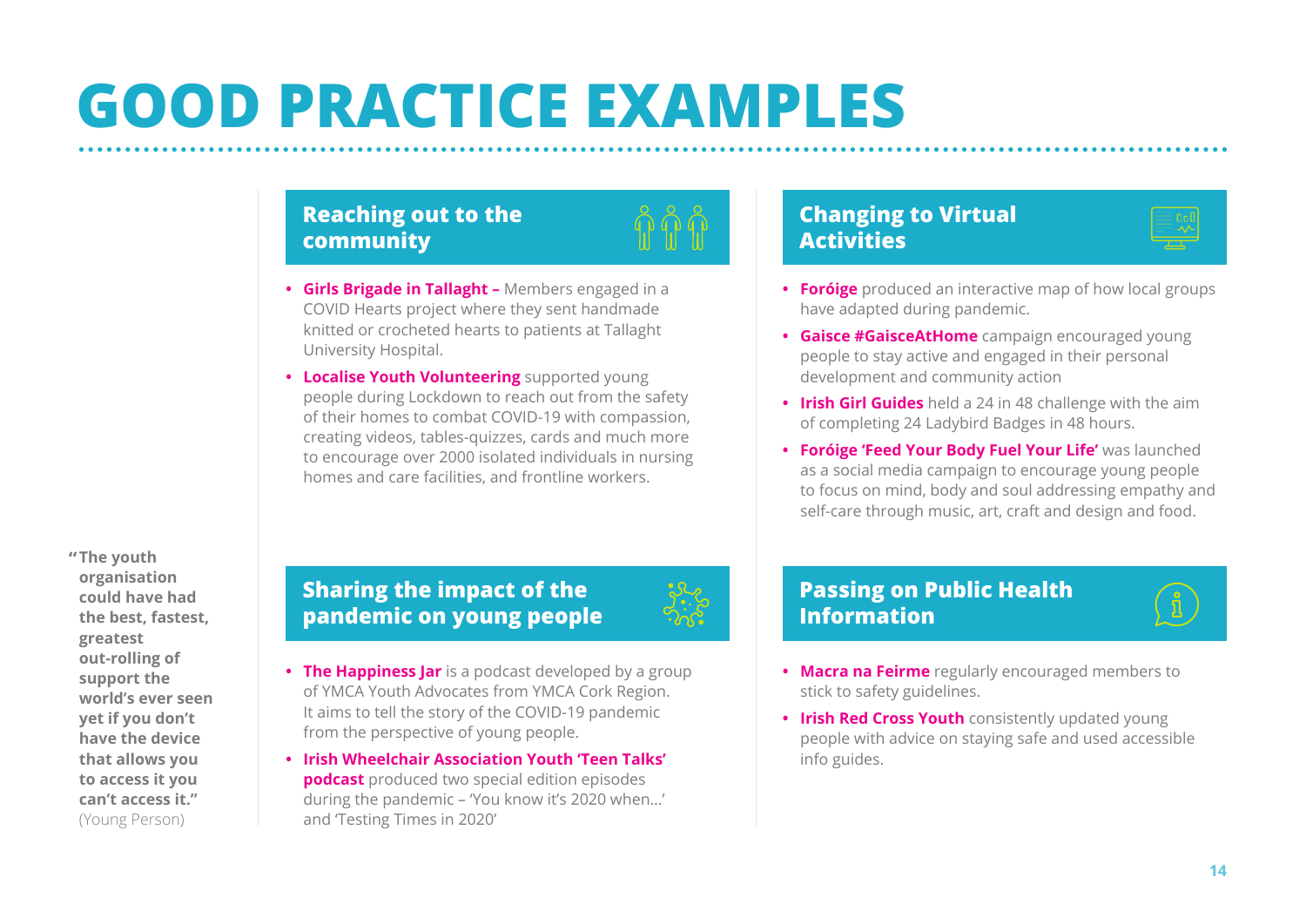# GOOD PRACTICE EXAMPLES

## Reaching out to the community

- **Girls Brigade in Tallaght –** Members engaged in a COVID Hearts project where they sent handmade knitted or crocheted hearts to patients at Tallaght University Hospital.
- **Localise Youth Volunteering** supported young people during Lockdown to reach out from the safety of their homes to combat COVID-19 with compassion, creating videos, tables-quizzes, cards and much more to encourage over 2000 isolated individuals in nursing homes and care facilities, and frontline workers.

## Sharing the impact of the pandemic on young people

- **The Happiness Jar** is a podcast developed by a group of YMCA Youth Advocates from YMCA Cork Region. It aims to tell the story of the COVID-19 pandemic from the perspective of young people.
- **Irish Wheelchair Association Youth 'Teen Talks' podcast** produced two special edition episodes during the pandemic – 'You know it's 2020 when…' and 'Testing Times in 2020'

## Changing to Virtual Activities

- **Foróige** produced an interactive map of how local groups have adapted during pandemic.
- **Gaisce #GaisceAtHome** campaign encouraged young people to stay active and engaged in their personal development and community action
- **Irish Girl Guides** held a 24 in 48 challenge with the aim of completing 24 Ladybird Badges in 48 hours.
- **Foróige 'Feed Your Body Fuel Your Life'** was launched as a social media campaign to encourage young people to focus on mind, body and soul addressing empathy and self-care through music, art, craft and design and food.

## Passing on Public Health Information

- **Macra na Feirme** regularly encouraged members to stick to safety guidelines.
- **Irish Red Cross Youth** consistently updated young people with advice on staying safe and used accessible info guides.

> **"The youth organisation could have had the best, fastest, greatest out-rolling of support the world's ever seen yet if you don't have the device that allows you to access it you can't access it."** (Young Person)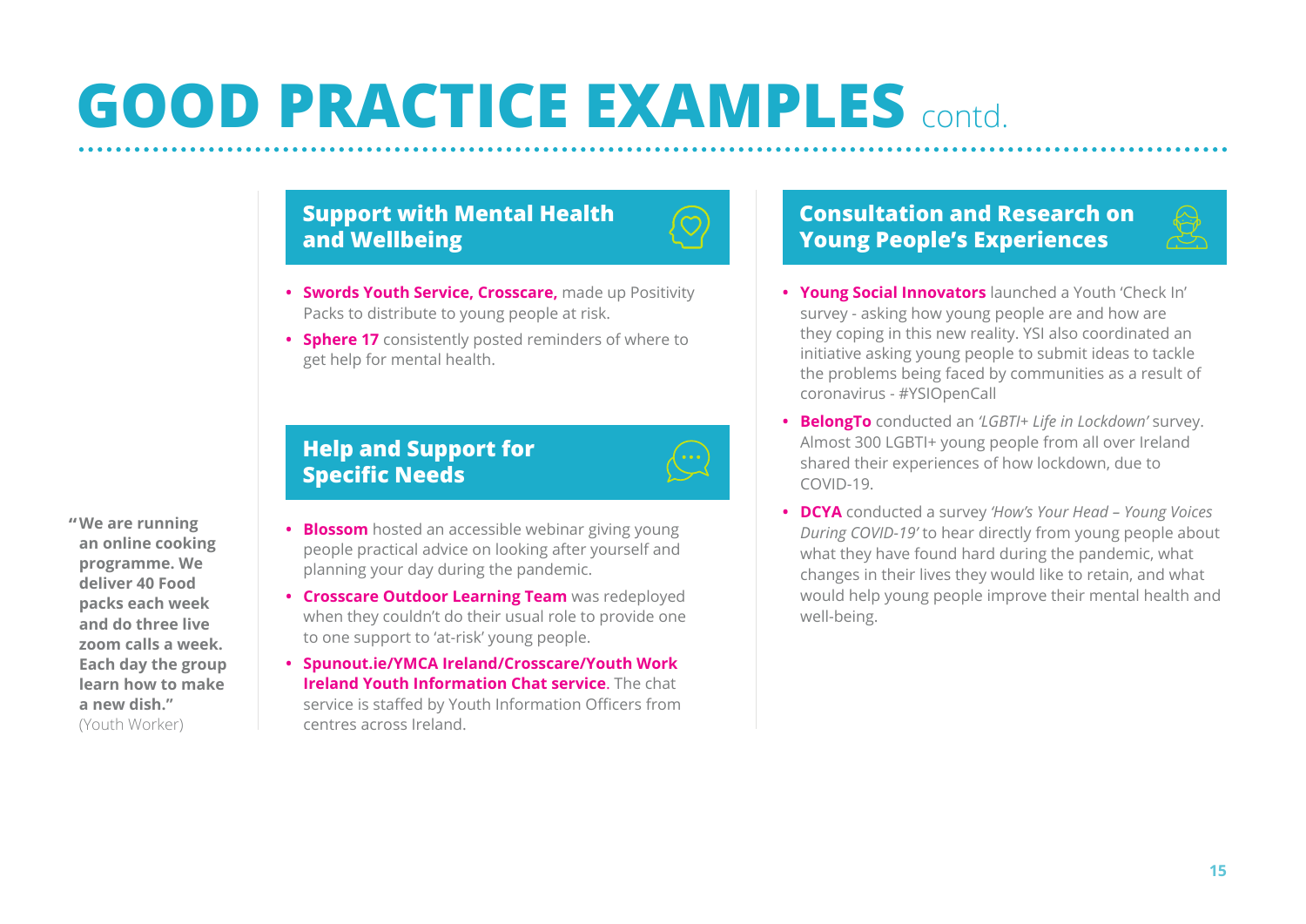# GOOD PRACTICE EXAMPLES contd.

**"We are running an online cooking programme. We deliver 40 Food packs each week and do three live zoom calls a week. Each day the group learn how to make a new dish."** (Youth Worker)

## Support with Mental Health and Wellbeing

- **Swords Youth Service, Crosscare,** made up Positivity Packs to distribute to young people at risk.
- **Sphere 17** consistently posted reminders of where to get help for mental health.

## Help and Support for Specific Needs

- **Blossom** hosted an accessible webinar giving young people practical advice on looking after yourself and planning your day during the pandemic.
- **Crosscare Outdoor Learning Team** was redeployed when they couldn't do their usual role to provide one to one support to 'at-risk' young people.
- **Spunout.ie/YMCA Ireland/Crosscare/Youth Work Ireland Youth Information Chat service**. The chat service is staffed by Youth Information Officers from centres across Ireland.

## Consultation and Research on Young People's Experiences

- **Young Social Innovators** launched a Youth 'Check In' survey - asking how young people are and how are they coping in this new reality. YSI also coordinated an initiative asking young people to submit ideas to tackle the problems being faced by communities as a result of coronavirus - #YSIOpenCall
- **BelongTo** conducted an *'LGBTI+ Life in Lockdown'* survey. Almost 300 LGBTI+ young people from all over Ireland shared their experiences of how lockdown, due to COVID-19.
- **DCYA** conducted a survey *'How's Your Head – Young Voices During COVID-19'* to hear directly from young people about what they have found hard during the pandemic, what changes in their lives they would like to retain, and what would help young people improve their mental health and well-being.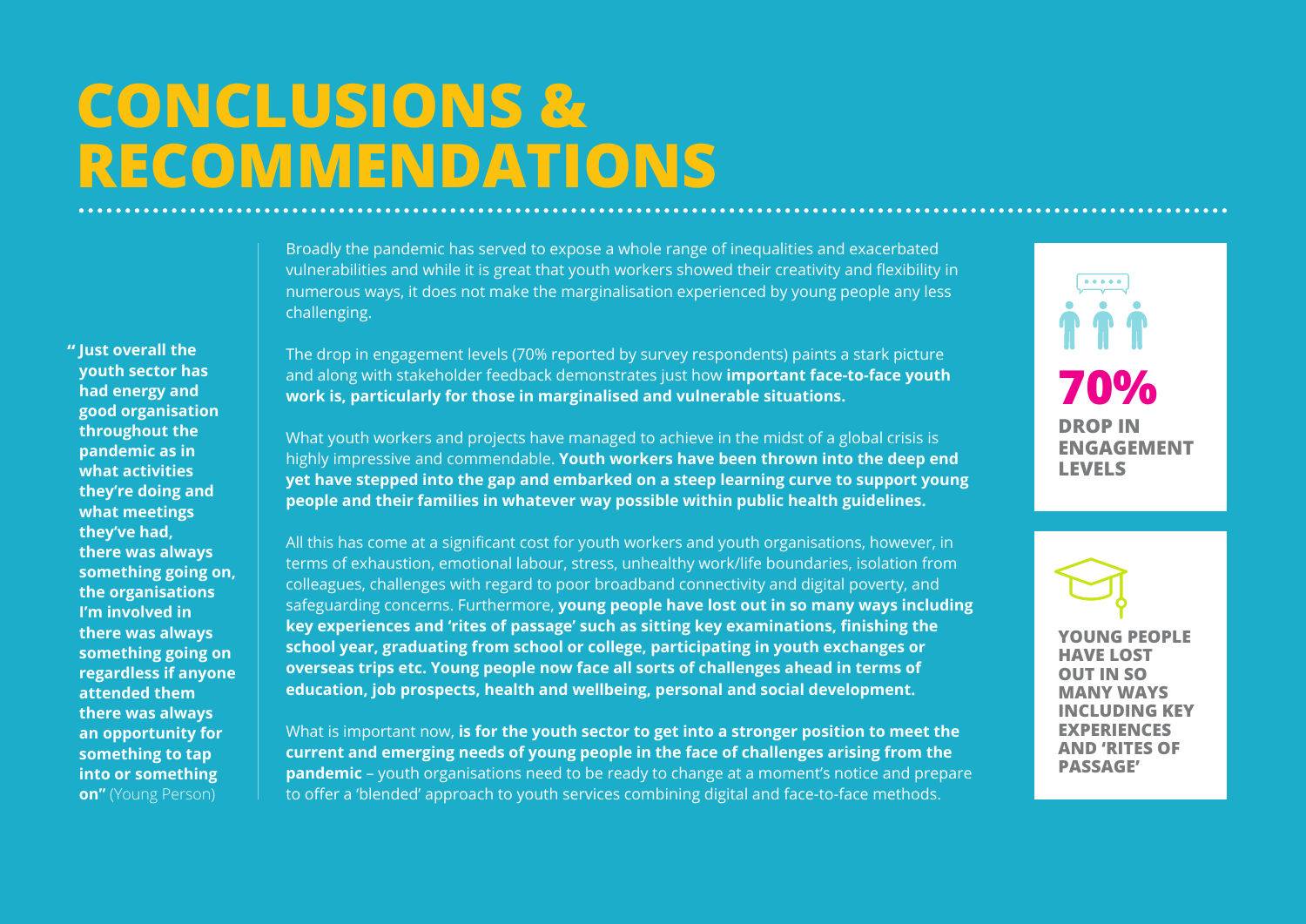# CONCLUSIONS & RECOMMENDATIONS

**" Just overall the youth sector has had energy and good organisation throughout the pandemic as in what activities they're doing and what meetings they've had, there was always something going on, the organisations I'm involved in there was always something going on regardless if anyone attended them there was always an opportunity for something to tap into or something on"** (Young Person)

Broadly the pandemic has served to expose a whole range of inequalities and exacerbated vulnerabilities and while it is great that youth workers showed their creativity and flexibility in numerous ways, it does not make the marginalisation experienced by young people any less challenging.

The drop in engagement levels (70% reported by survey respondents) paints a stark picture and along with stakeholder feedback demonstrates just how **important face-to-face youth work is, particularly for those in marginalised and vulnerable situations.**

What youth workers and projects have managed to achieve in the midst of a global crisis is highly impressive and commendable. **Youth workers have been thrown into the deep end yet have stepped into the gap and embarked on a steep learning curve to support young people and their families in whatever way possible within public health guidelines.**

All this has come at a significant cost for youth workers and youth organisations, however, in terms of exhaustion, emotional labour, stress, unhealthy work/life boundaries, isolation from colleagues, challenges with regard to poor broadband connectivity and digital poverty, and safeguarding concerns. Furthermore, **young people have lost out in so many ways including key experiences and 'rites of passage' such as sitting key examinations, finishing the school year, graduating from school or college, participating in youth exchanges or overseas trips etc. Young people now face all sorts of challenges ahead in terms of education, job prospects, health and wellbeing, personal and social development.**

What is important now, **is for the youth sector to get into a stronger position to meet the current and emerging needs of young people in the face of challenges arising from the pandemic** – youth organisations need to be ready to change at a moment's notice and prepare to offer a 'blended' approach to youth services combining digital and face-to-face methods.

**70%**
**DROP IN ENGAGEMENT LEVELS**

**YOUNG PEOPLE HAVE LOST OUT IN SO MANY WAYS INCLUDING KEY EXPERIENCES AND 'RITES OF PASSAGE'**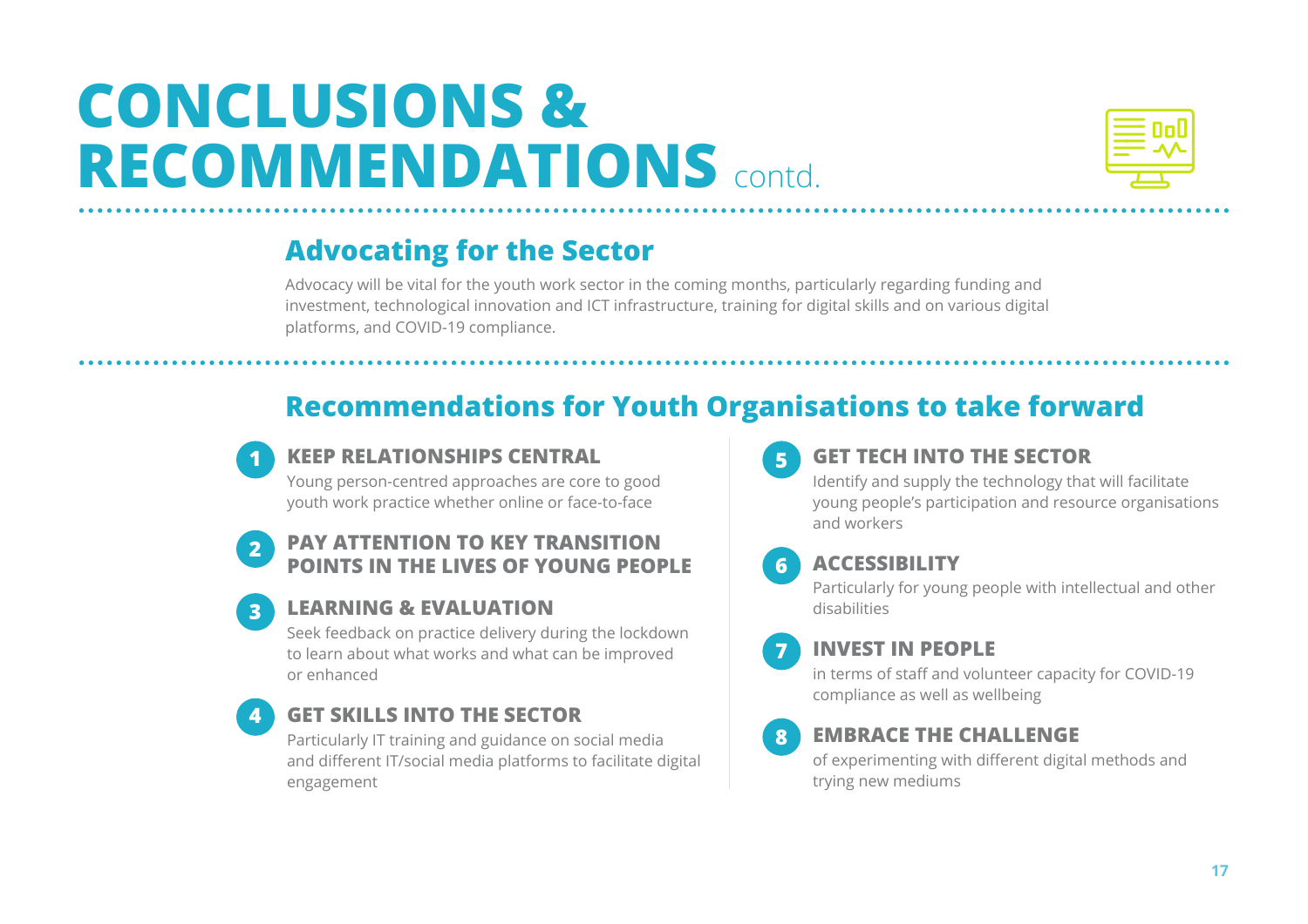# CONCLUSIONS & RECOMMENDATIONS contd.

## Advocating for the Sector

Advocacy will be vital for the youth work sector in the coming months, particularly regarding funding and investment, technological innovation and ICT infrastructure, training for digital skills and on various digital platforms, and COVID-19 compliance.

## Recommendations for Youth Organisations to take forward

1. **KEEP RELATIONSHIPS CENTRAL**
   Young person-centred approaches are core to good youth work practice whether online or face-to-face

2. **PAY ATTENTION TO KEY TRANSITION POINTS IN THE LIVES OF YOUNG PEOPLE**

3. **LEARNING & EVALUATION**
   Seek feedback on practice delivery during the lockdown to learn about what works and what can be improved or enhanced

4. **GET SKILLS INTO THE SECTOR**
   Particularly IT training and guidance on social media and different IT/social media platforms to facilitate digital engagement

5. **GET TECH INTO THE SECTOR**
   Identify and supply the technology that will facilitate young people's participation and resource organisations and workers

6. **ACCESSIBILITY**
   Particularly for young people with intellectual and other disabilities

7. **INVEST IN PEOPLE**
   in terms of staff and volunteer capacity for COVID-19 compliance as well as wellbeing

8. **EMBRACE THE CHALLENGE**
   of experimenting with different digital methods and trying new mediums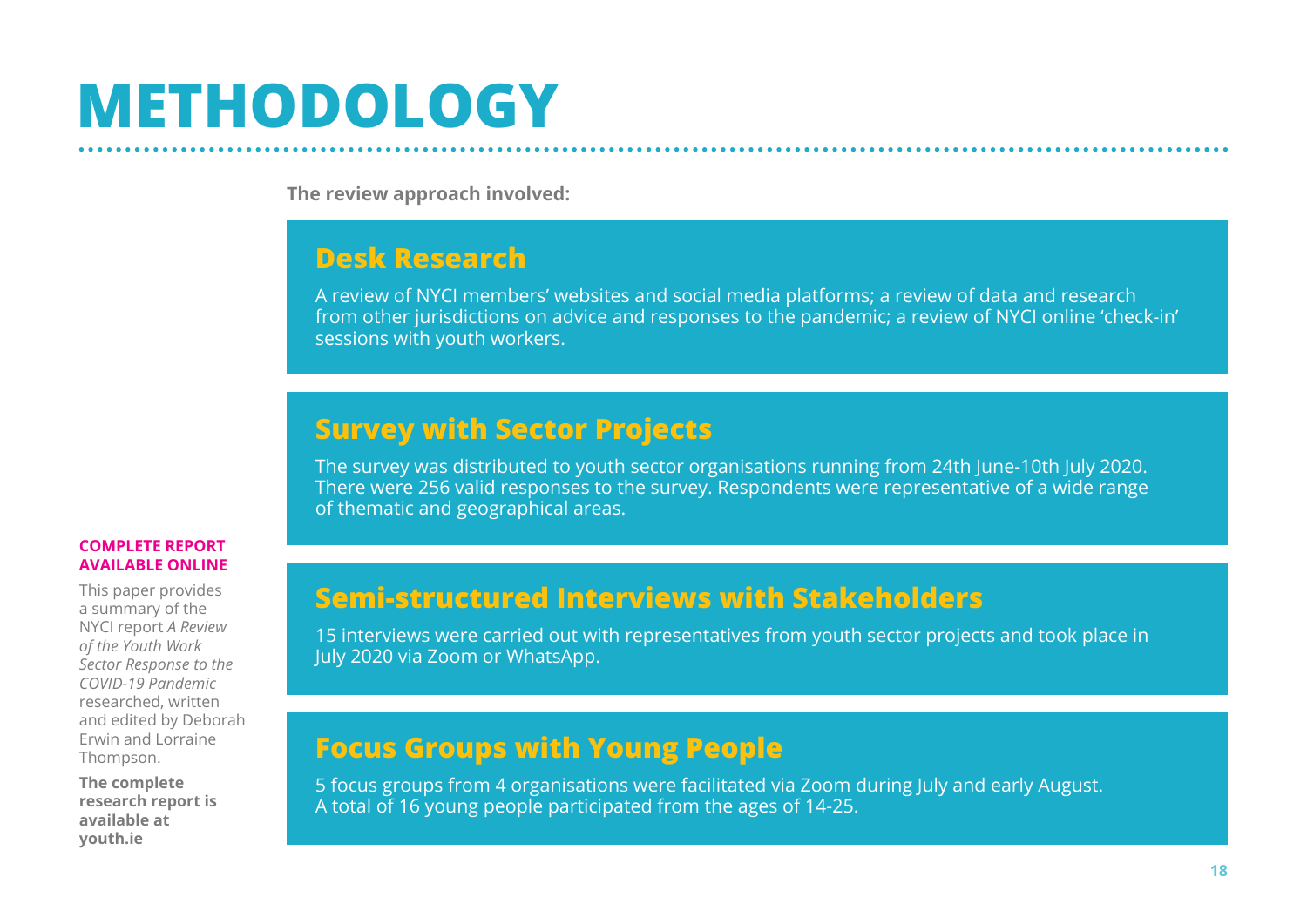# METHODOLOGY

**The review approach involved:**

## Desk Research

A review of NYCI members' websites and social media platforms; a review of data and research from other jurisdictions on advice and responses to the pandemic; a review of NYCI online 'check-in' sessions with youth workers.

## Survey with Sector Projects

The survey was distributed to youth sector organisations running from 24th June-10th July 2020. There were 256 valid responses to the survey. Respondents were representative of a wide range of thematic and geographical areas.

## Semi-structured Interviews with Stakeholders

15 interviews were carried out with representatives from youth sector projects and took place in July 2020 via Zoom or WhatsApp.

## Focus Groups with Young People

5 focus groups from 4 organisations were facilitated via Zoom during July and early August. A total of 16 young people participated from the ages of 14-25.

**COMPLETE REPORT AVAILABLE ONLINE**

This paper provides a summary of the NYCI report *A Review of the Youth Work Sector Response to the COVID-19 Pandemic* researched, written and edited by Deborah Erwin and Lorraine Thompson.

**The complete research report is available at youth.ie**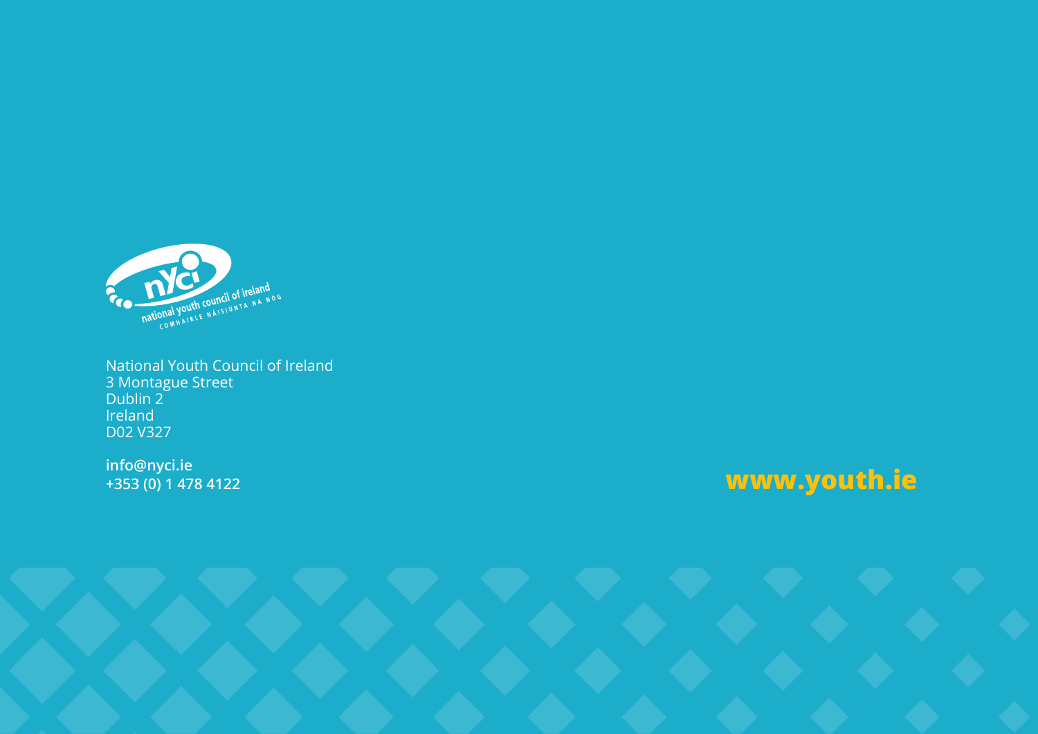National Youth Council of Ireland
3 Montague Street
Dublin 2
Ireland
D02 V327

**info@nyci.ie**
**+353 (0) 1 478 4122**

**www.youth.ie**